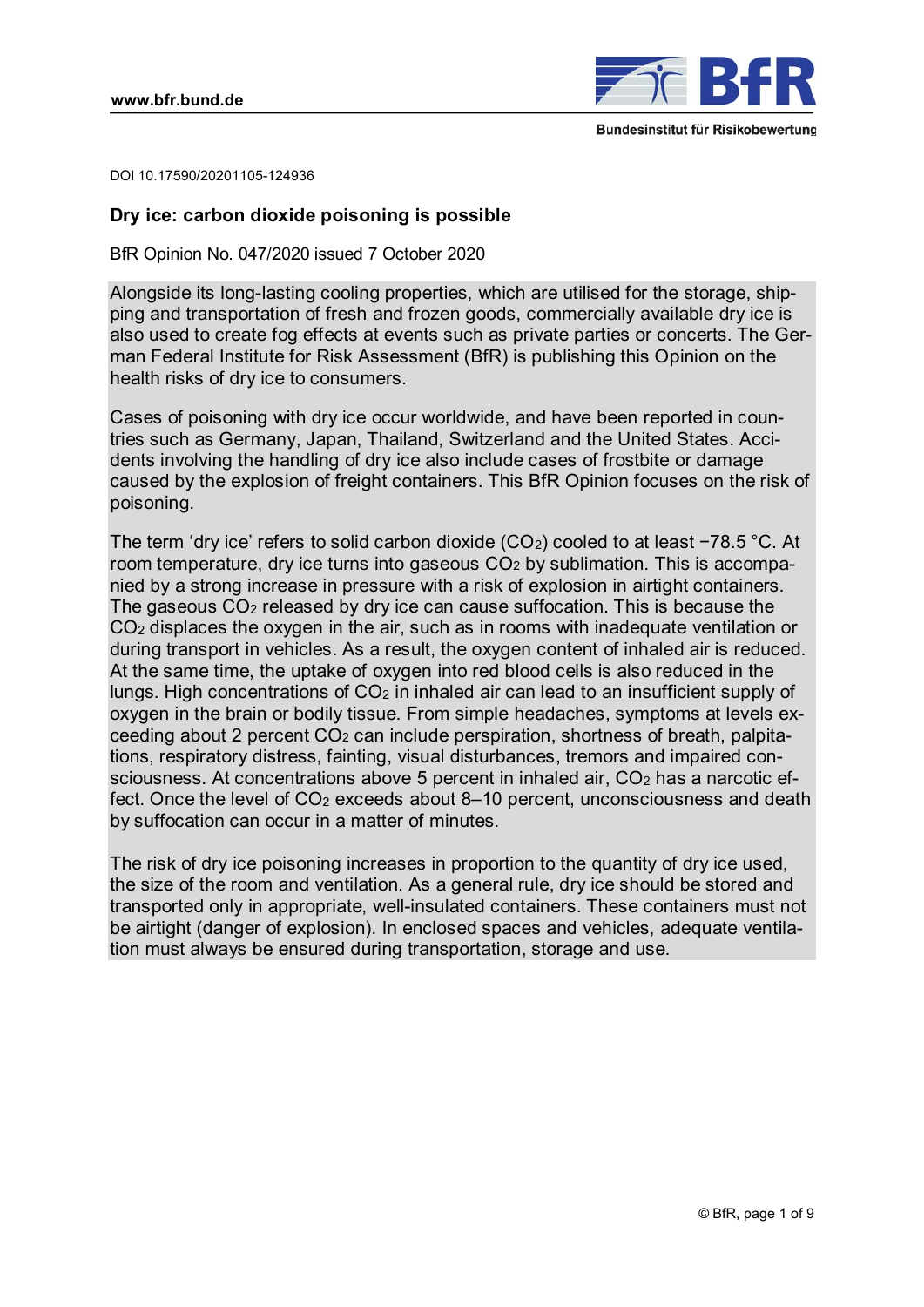DOI 10.17590/20201105-124936

# Dry ice: carbon dioxide poisoning is possible

BfR Opinion No. 047/2020 issued 7 October 2020

Alongside its long-lasting cooling properties, which are utilised for the storage, shipping and transportation of fresh and frozen goods, commercially available dry ice is also used to create fog effects at events such as private parties or concerts. The German Federal Institute for Risk Assessment (BfR) is publishing this Opinion on the health risks of dry ice to consumers.

Cases of poisoning with dry ice occur worldwide, and have been reported in countries such as Germany, Japan, Thailand, Switzerland and the United States. Accidents involving the handling of dry ice also include cases of frostbite or damage caused by the explosion of freight containers. This BfR Opinion focuses on the risk of poisoning.

The term 'dry ice' refers to solid carbon dioxide ($CO_2$) cooled to at least −78.5 °C. At room temperature, dry ice turns into gaseous $CO_2$ by sublimation. This is accompanied by a strong increase in pressure with a risk of explosion in airtight containers. The gaseous $CO_2$ released by dry ice can cause suffocation. This is because the $CO_2$ displaces the oxygen in the air, such as in rooms with inadequate ventilation or during transport in vehicles. As a result, the oxygen content of inhaled air is reduced. At the same time, the uptake of oxygen into red blood cells is also reduced in the lungs. High concentrations of $CO_2$ in inhaled air can lead to an insufficient supply of oxygen in the brain or bodily tissue. From simple headaches, symptoms at levels exceeding about 2 percent $CO_2$ can include perspiration, shortness of breath, palpitations, respiratory distress, fainting, visual disturbances, tremors and impaired consciousness. At concentrations above 5 percent in inhaled air, $CO_2$ has a narcotic effect. Once the level of $CO_2$ exceeds about 8–10 percent, unconsciousness and death by suffocation can occur in a matter of minutes.

The risk of dry ice poisoning increases in proportion to the quantity of dry ice used, the size of the room and ventilation. As a general rule, dry ice should be stored and transported only in appropriate, well-insulated containers. These containers must not be airtight (danger of explosion). In enclosed spaces and vehicles, adequate ventilation must always be ensured during transportation, storage and use.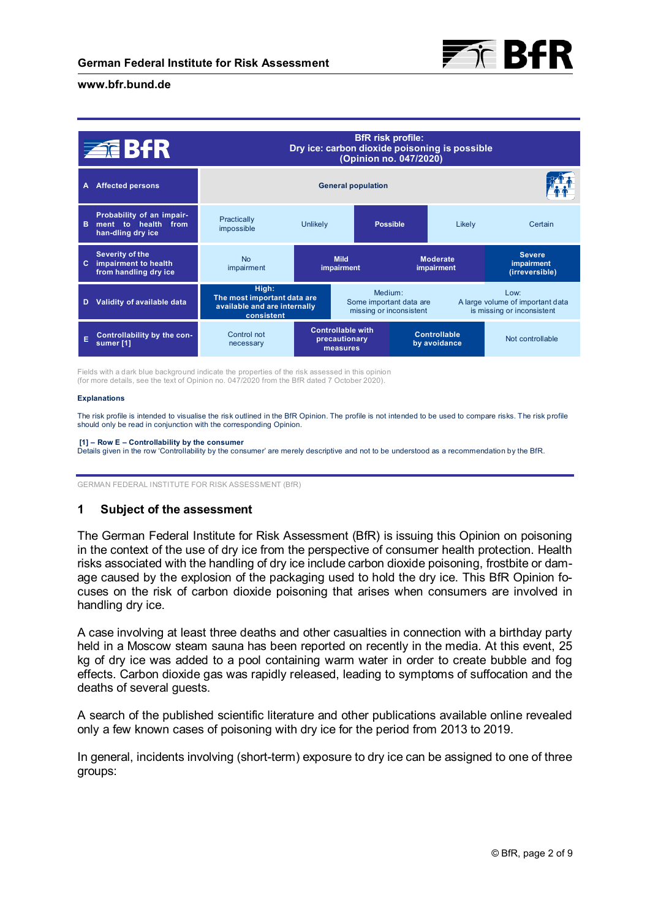| BfR | BfR risk profile: Dry ice: carbon dioxide poisoning is possible (Opinion no. 047/2020) | | | | |
|---|---|---|---|---|---|
| A Affected persons | General population | | | | |
| B Probability of an impairment to health from handling dry ice | Practically impossible | Unlikely | **Possible** | Likely | Certain |
| C Severity of the impairment to health from handling dry ice | No impairment | **Mild impairment** | **Moderate impairment** | **Severe impairment (irreversible)** | |
| D Validity of available data | **High: The most important data are available and are internally consistent** | Medium: Some important data are missing or inconsistent | Low: A large volume of important data is missing or inconsistent | | |
| E Controllability by the consumer [1] | Control not necessary | **Controllable with precautionary measures** | **Controllable by avoidance** | Not controllable | |

Fields with a dark blue background indicate the properties of the risk assessed in this opinion
(for more details, see the text of Opinion no. 047/2020 from the BfR dated 7 October 2020).

**Explanations**

The risk profile is intended to visualise the risk outlined in the BfR Opinion. The profile is not intended to be used to compare risks. The risk profile should only be read in conjunction with the corresponding Opinion.

**[1] – Row E – Controllability by the consumer**
Details given in the row 'Controllability by the consumer' are merely descriptive and not to be understood as a recommendation by the BfR.

GERMAN FEDERAL INSTITUTE FOR RISK ASSESSMENT (BfR)

## 1 Subject of the assessment

The German Federal Institute for Risk Assessment (BfR) is issuing this Opinion on poisoning in the context of the use of dry ice from the perspective of consumer health protection. Health risks associated with the handling of dry ice include carbon dioxide poisoning, frostbite or damage caused by the explosion of the packaging used to hold the dry ice. This BfR Opinion focuses on the risk of carbon dioxide poisoning that arises when consumers are involved in handling dry ice.

A case involving at least three deaths and other casualties in connection with a birthday party held in a Moscow steam sauna has been reported on recently in the media. At this event, 25 kg of dry ice was added to a pool containing warm water in order to create bubble and fog effects. Carbon dioxide gas was rapidly released, leading to symptoms of suffocation and the deaths of several guests.

A search of the published scientific literature and other publications available online revealed only a few known cases of poisoning with dry ice for the period from 2013 to 2019.

In general, incidents involving (short-term) exposure to dry ice can be assigned to one of three groups: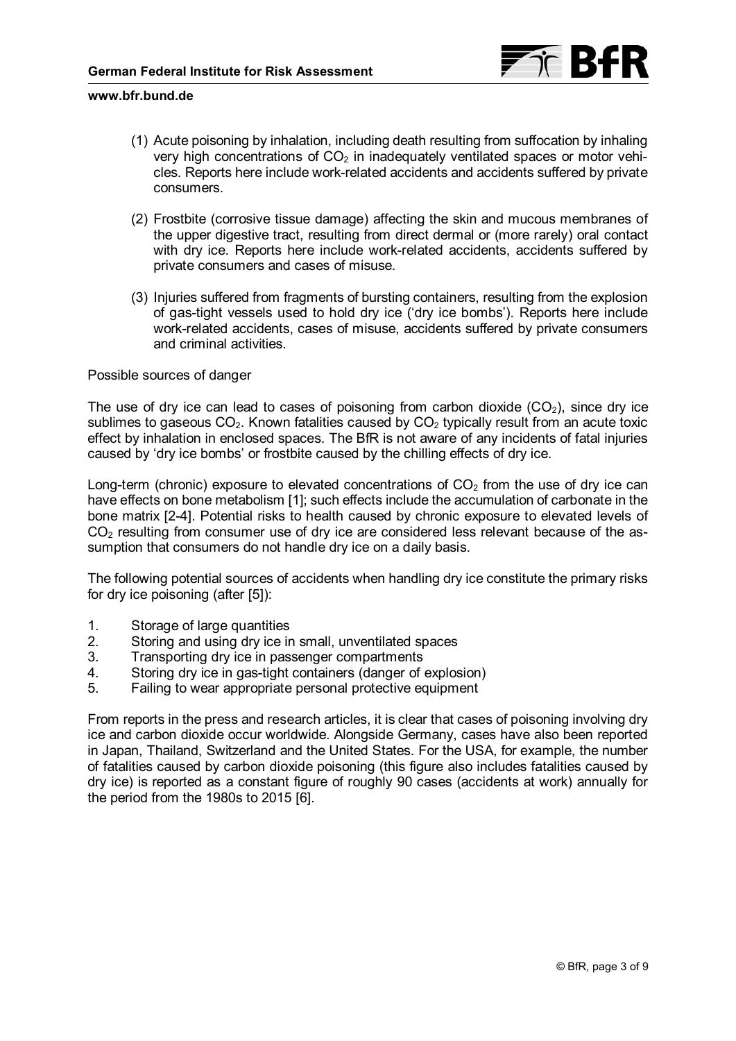(1) Acute poisoning by inhalation, including death resulting from suffocation by inhaling very high concentrations of $CO_2$ in inadequately ventilated spaces or motor vehicles. Reports here include work-related accidents and accidents suffered by private consumers.

(2) Frostbite (corrosive tissue damage) affecting the skin and mucous membranes of the upper digestive tract, resulting from direct dermal or (more rarely) oral contact with dry ice. Reports here include work-related accidents, accidents suffered by private consumers and cases of misuse.

(3) Injuries suffered from fragments of bursting containers, resulting from the explosion of gas-tight vessels used to hold dry ice ('dry ice bombs'). Reports here include work-related accidents, cases of misuse, accidents suffered by private consumers and criminal activities.

Possible sources of danger

The use of dry ice can lead to cases of poisoning from carbon dioxide ($CO_2$), since dry ice sublimes to gaseous $CO_2$. Known fatalities caused by $CO_2$ typically result from an acute toxic effect by inhalation in enclosed spaces. The BfR is not aware of any incidents of fatal injuries caused by 'dry ice bombs' or frostbite caused by the chilling effects of dry ice.

Long-term (chronic) exposure to elevated concentrations of $CO_2$ from the use of dry ice can have effects on bone metabolism [1]; such effects include the accumulation of carbonate in the bone matrix [2-4]. Potential risks to health caused by chronic exposure to elevated levels of $CO_2$ resulting from consumer use of dry ice are considered less relevant because of the assumption that consumers do not handle dry ice on a daily basis.

The following potential sources of accidents when handling dry ice constitute the primary risks for dry ice poisoning (after [5]):

1. Storage of large quantities
2. Storing and using dry ice in small, unventilated spaces
3. Transporting dry ice in passenger compartments
4. Storing dry ice in gas-tight containers (danger of explosion)
5. Failing to wear appropriate personal protective equipment

From reports in the press and research articles, it is clear that cases of poisoning involving dry ice and carbon dioxide occur worldwide. Alongside Germany, cases have also been reported in Japan, Thailand, Switzerland and the United States. For the USA, for example, the number of fatalities caused by carbon dioxide poisoning (this figure also includes fatalities caused by dry ice) is reported as a constant figure of roughly 90 cases (accidents at work) annually for the period from the 1980s to 2015 [6].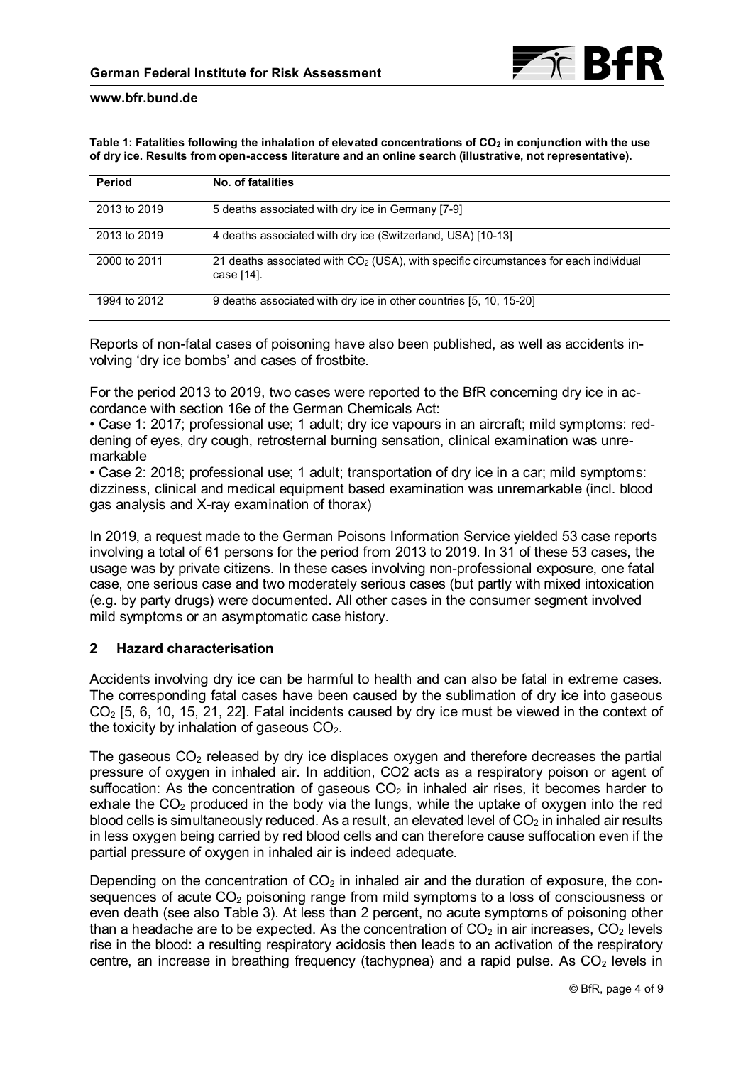**Table 1: Fatalities following the inhalation of elevated concentrations of $CO_2$ in conjunction with the use of dry ice. Results from open-access literature and an online search (illustrative, not representative).**

| Period | No. of fatalities |
|---|---|
| 2013 to 2019 | 5 deaths associated with dry ice in Germany [7-9] |
| 2013 to 2019 | 4 deaths associated with dry ice (Switzerland, USA) [10-13] |
| 2000 to 2011 | 21 deaths associated with $CO_2$ (USA), with specific circumstances for each individual case [14]. |
| 1994 to 2012 | 9 deaths associated with dry ice in other countries [5, 10, 15-20] |

Reports of non-fatal cases of poisoning have also been published, as well as accidents involving 'dry ice bombs' and cases of frostbite.

For the period 2013 to 2019, two cases were reported to the BfR concerning dry ice in accordance with section 16e of the German Chemicals Act:

- Case 1: 2017; professional use; 1 adult; dry ice vapours in an aircraft; mild symptoms: reddening of eyes, dry cough, retrosternal burning sensation, clinical examination was unremarkable
- Case 2: 2018; professional use; 1 adult; transportation of dry ice in a car; mild symptoms: dizziness, clinical and medical equipment based examination was unremarkable (incl. blood gas analysis and X-ray examination of thorax)

In 2019, a request made to the German Poisons Information Service yielded 53 case reports involving a total of 61 persons for the period from 2013 to 2019. In 31 of these 53 cases, the usage was by private citizens. In these cases involving non-professional exposure, one fatal case, one serious case and two moderately serious cases (but partly with mixed intoxication (e.g. by party drugs) were documented. All other cases in the consumer segment involved mild symptoms or an asymptomatic case history.

## 2 Hazard characterisation

Accidents involving dry ice can be harmful to health and can also be fatal in extreme cases. The corresponding fatal cases have been caused by the sublimation of dry ice into gaseous $CO_2$ [5, 6, 10, 15, 21, 22]. Fatal incidents caused by dry ice must be viewed in the context of the toxicity by inhalation of gaseous $CO_2$.

The gaseous $CO_2$ released by dry ice displaces oxygen and therefore decreases the partial pressure of oxygen in inhaled air. In addition, CO2 acts as a respiratory poison or agent of suffocation: As the concentration of gaseous $CO_2$ in inhaled air rises, it becomes harder to exhale the $CO_2$ produced in the body via the lungs, while the uptake of oxygen into the red blood cells is simultaneously reduced. As a result, an elevated level of $CO_2$ in inhaled air results in less oxygen being carried by red blood cells and can therefore cause suffocation even if the partial pressure of oxygen in inhaled air is indeed adequate.

Depending on the concentration of $CO_2$ in inhaled air and the duration of exposure, the consequences of acute $CO_2$ poisoning range from mild symptoms to a loss of consciousness or even death (see also Table 3). At less than 2 percent, no acute symptoms of poisoning other than a headache are to be expected. As the concentration of $CO_2$ in air increases, $CO_2$ levels rise in the blood: a resulting respiratory acidosis then leads to an activation of the respiratory centre, an increase in breathing frequency (tachypnea) and a rapid pulse. As $CO_2$ levels in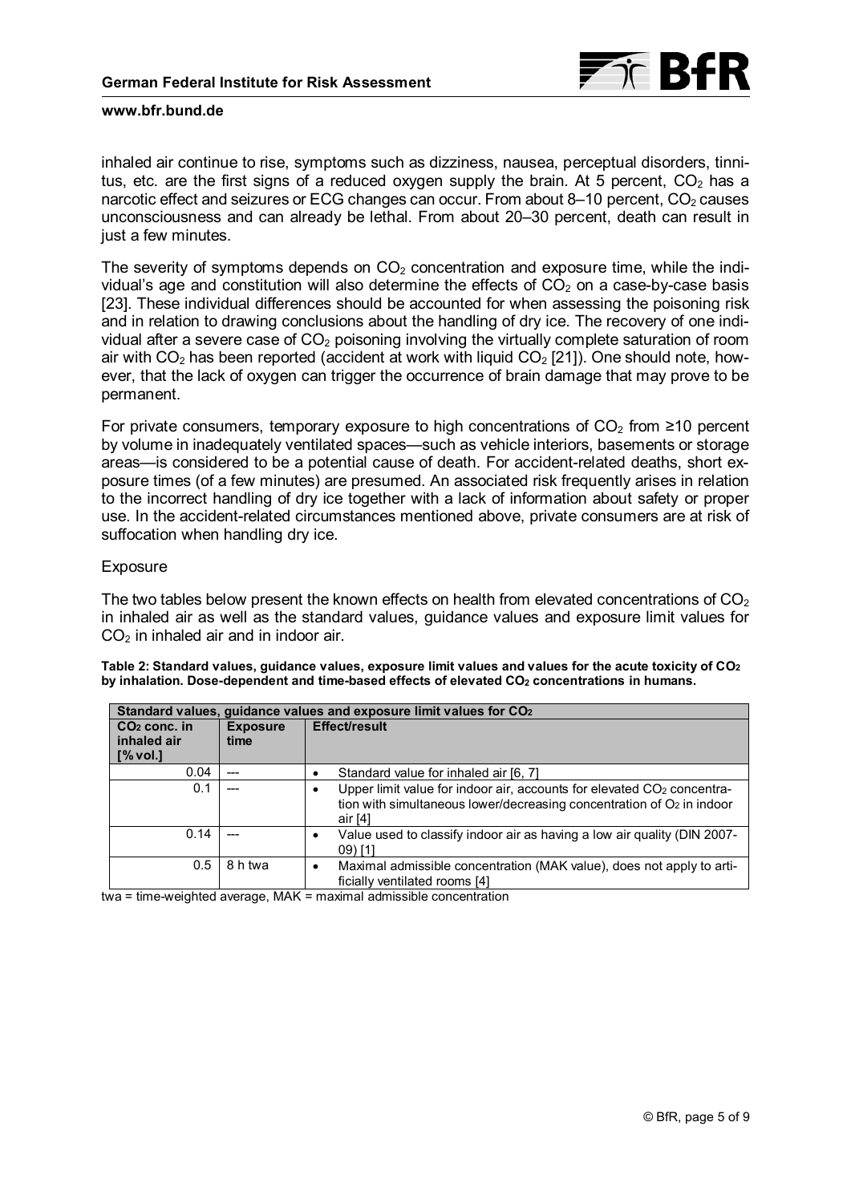inhaled air continue to rise, symptoms such as dizziness, nausea, perceptual disorders, tinnitus, etc. are the first signs of a reduced oxygen supply the brain. At 5 percent, $CO_2$ has a narcotic effect and seizures or ECG changes can occur. From about 8–10 percent, $CO_2$ causes unconsciousness and can already be lethal. From about 20–30 percent, death can result in just a few minutes.

The severity of symptoms depends on $CO_2$ concentration and exposure time, while the individual's age and constitution will also determine the effects of $CO_2$ on a case-by-case basis [23]. These individual differences should be accounted for when assessing the poisoning risk and in relation to drawing conclusions about the handling of dry ice. The recovery of one individual after a severe case of $CO_2$ poisoning involving the virtually complete saturation of room air with $CO_2$ has been reported (accident at work with liquid $CO_2$ [21]). One should note, however, that the lack of oxygen can trigger the occurrence of brain damage that may prove to be permanent.

For private consumers, temporary exposure to high concentrations of $CO_2$ from ≥10 percent by volume in inadequately ventilated spaces—such as vehicle interiors, basements or storage areas—is considered to be a potential cause of death. For accident-related deaths, short exposure times (of a few minutes) are presumed. An associated risk frequently arises in relation to the incorrect handling of dry ice together with a lack of information about safety or proper use. In the accident-related circumstances mentioned above, private consumers are at risk of suffocation when handling dry ice.

Exposure

The two tables below present the known effects on health from elevated concentrations of $CO_2$ in inhaled air as well as the standard values, guidance values and exposure limit values for $CO_2$ in inhaled air and in indoor air.

**Table 2: Standard values, guidance values, exposure limit values and values for the acute toxicity of $CO_2$ by inhalation. Dose-dependent and time-based effects of elevated $CO_2$ concentrations in humans.**

| **Standard values, guidance values and exposure limit values for $CO_2$** | | |
|---|---|---|
| **$CO_2$ conc. in inhaled air [% vol.]** | **Exposure time** | **Effect/result** |
| 0.04 | --- | • Standard value for inhaled air [6, 7] |
| 0.1 | --- | • Upper limit value for indoor air, accounts for elevated $CO_2$ concentration with simultaneous lower/decreasing concentration of $O_2$ in indoor air [4] |
| 0.14 | --- | • Value used to classify indoor air as having a low air quality (DIN 2007-09) [1] |
| 0.5 | 8 h twa | • Maximal admissible concentration (MAK value), does not apply to artificially ventilated rooms [4] |

twa = time-weighted average, MAK = maximal admissible concentration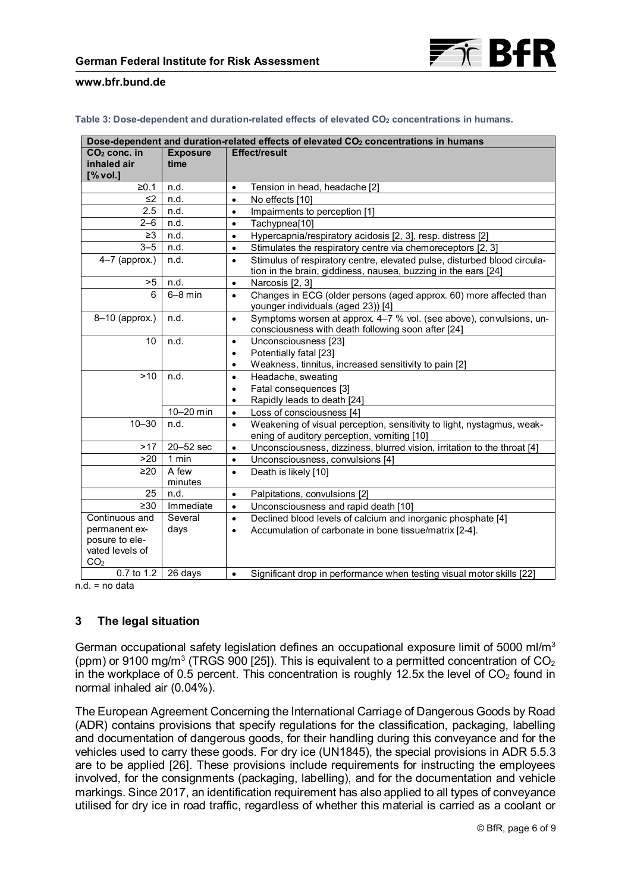**Table 3: Dose-dependent and duration-related effects of elevated $CO_2$ concentrations in humans.**

| Dose-dependent and duration-related effects of elevated $CO_2$ concentrations in humans | | |
|---|---|---|
| $CO_2$ conc. in inhaled air [% vol.] | Exposure time | Effect/result |
| ≥0.1 | n.d. | • Tension in head, headache [2] |
| ≤2 | n.d. | • No effects [10] |
| 2.5 | n.d. | • Impairments to perception [1] |
| 2–6 | n.d. | • Tachypnea[10] |
| ≥3 | n.d. | • Hypercapnia/respiratory acidosis [2, 3], resp. distress [2] |
| 3–5 | n.d. | • Stimulates the respiratory centre via chemoreceptors [2, 3] |
| 4–7 (approx.) | n.d. | • Stimulus of respiratory centre, elevated pulse, disturbed blood circulation in the brain, giddiness, nausea, buzzing in the ears [24] |
| >5 | n.d. | • Narcosis [2, 3] |
| 6 | 6–8 min | • Changes in ECG (older persons (aged approx. 60) more affected than younger individuals (aged 23)) [4] |
| 8–10 (approx.) | n.d. | • Symptoms worsen at approx. 4–7 % vol. (see above), convulsions, unconsciousness with death following soon after [24] |
| 10 | n.d. | • Unconsciousness [23]<br>• Potentially fatal [23]<br>• Weakness, tinnitus, increased sensitivity to pain [2] |
| >10 | n.d. | • Headache, sweating<br>• Fatal consequences [3]<br>• Rapidly leads to death [24] |
| | 10–20 min | • Loss of consciousness [4] |
| 10–30 | n.d. | • Weakening of visual perception, sensitivity to light, nystagmus, weakening of auditory perception, vomiting [10] |
| >17 | 20–52 sec | • Unconsciousness, dizziness, blurred vision, irritation to the throat [4] |
| >20 | 1 min | • Unconsciousness, convulsions [4] |
| ≥20 | A few minutes | • Death is likely [10] |
| 25 | n.d. | • Palpitations, convulsions [2] |
| ≥30 | Immediate | • Unconsciousness and rapid death [10] |
| Continuous and permanent exposure to elevated levels of $CO_2$ | Several days | • Declined blood levels of calcium and inorganic phosphate [4]<br>• Accumulation of carbonate in bone tissue/matrix [2-4]. |
| 0.7 to 1.2 | 26 days | • Significant drop in performance when testing visual motor skills [22] |

n.d. = no data

## 3 The legal situation

German occupational safety legislation defines an occupational exposure limit of 5000 ml/m³ (ppm) or 9100 mg/m³ (TRGS 900 [25]). This is equivalent to a permitted concentration of $CO_2$ in the workplace of 0.5 percent. This concentration is roughly 12.5x the level of $CO_2$ found in normal inhaled air (0.04%).

The European Agreement Concerning the International Carriage of Dangerous Goods by Road (ADR) contains provisions that specify regulations for the classification, packaging, labelling and documentation of dangerous goods, for their handling during this conveyance and for the vehicles used to carry these goods. For dry ice (UN1845), the special provisions in ADR 5.5.3 are to be applied [26]. These provisions include requirements for instructing the employees involved, for the consignments (packaging, labelling), and for the documentation and vehicle markings. Since 2017, an identification requirement has also applied to all types of conveyance utilised for dry ice in road traffic, regardless of whether this material is carried as a coolant or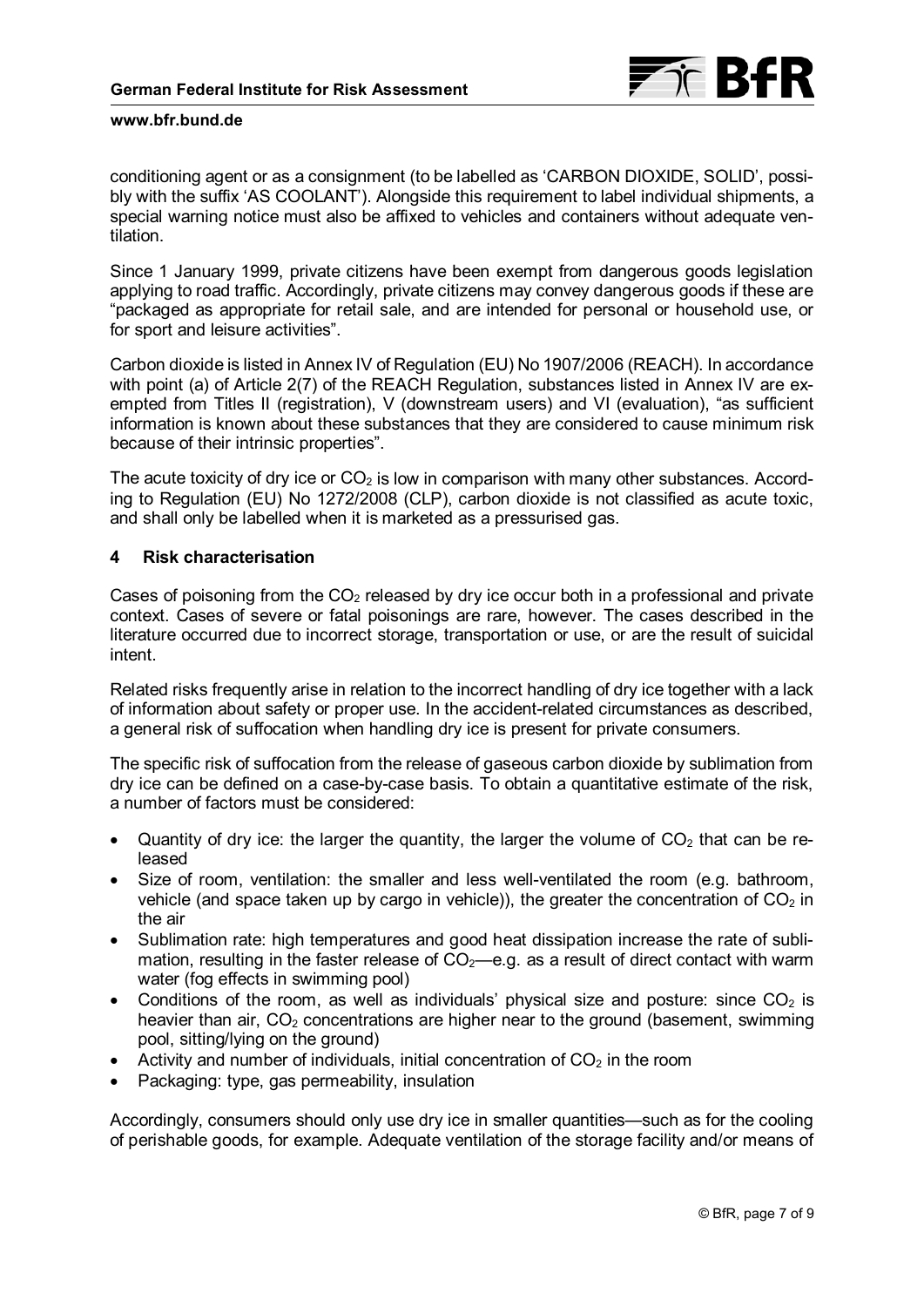conditioning agent or as a consignment (to be labelled as 'CARBON DIOXIDE, SOLID', possibly with the suffix 'AS COOLANT'). Alongside this requirement to label individual shipments, a special warning notice must also be affixed to vehicles and containers without adequate ventilation.

Since 1 January 1999, private citizens have been exempt from dangerous goods legislation applying to road traffic. Accordingly, private citizens may convey dangerous goods if these are "packaged as appropriate for retail sale, and are intended for personal or household use, or for sport and leisure activities".

Carbon dioxide is listed in Annex IV of Regulation (EU) No 1907/2006 (REACH). In accordance with point (a) of Article 2(7) of the REACH Regulation, substances listed in Annex IV are exempted from Titles II (registration), V (downstream users) and VI (evaluation), "as sufficient information is known about these substances that they are considered to cause minimum risk because of their intrinsic properties".

The acute toxicity of dry ice or $CO_2$ is low in comparison with many other substances. According to Regulation (EU) No 1272/2008 (CLP), carbon dioxide is not classified as acute toxic, and shall only be labelled when it is marketed as a pressurised gas.

## 4 Risk characterisation

Cases of poisoning from the $CO_2$ released by dry ice occur both in a professional and private context. Cases of severe or fatal poisonings are rare, however. The cases described in the literature occurred due to incorrect storage, transportation or use, or are the result of suicidal intent.

Related risks frequently arise in relation to the incorrect handling of dry ice together with a lack of information about safety or proper use. In the accident-related circumstances as described, a general risk of suffocation when handling dry ice is present for private consumers.

The specific risk of suffocation from the release of gaseous carbon dioxide by sublimation from dry ice can be defined on a case-by-case basis. To obtain a quantitative estimate of the risk, a number of factors must be considered:

- Quantity of dry ice: the larger the quantity, the larger the volume of $CO_2$ that can be released
- Size of room, ventilation: the smaller and less well-ventilated the room (e.g. bathroom, vehicle (and space taken up by cargo in vehicle)), the greater the concentration of $CO_2$ in the air
- Sublimation rate: high temperatures and good heat dissipation increase the rate of sublimation, resulting in the faster release of $CO_2$—e.g. as a result of direct contact with warm water (fog effects in swimming pool)
- Conditions of the room, as well as individuals' physical size and posture: since $CO_2$ is heavier than air, $CO_2$ concentrations are higher near to the ground (basement, swimming pool, sitting/lying on the ground)
- Activity and number of individuals, initial concentration of $CO_2$ in the room
- Packaging: type, gas permeability, insulation

Accordingly, consumers should only use dry ice in smaller quantities—such as for the cooling of perishable goods, for example. Adequate ventilation of the storage facility and/or means of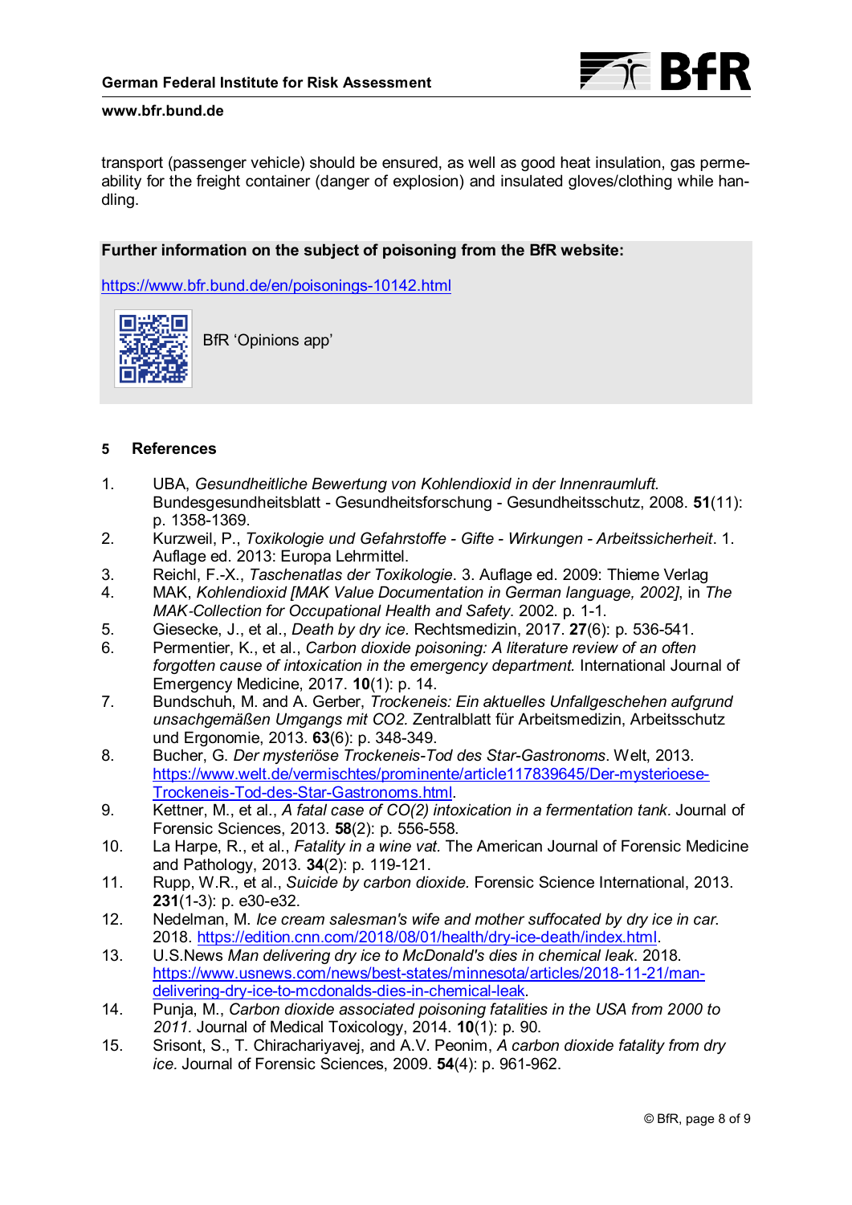transport (passenger vehicle) should be ensured, as well as good heat insulation, gas permeability for the freight container (danger of explosion) and insulated gloves/clothing while handling.

**Further information on the subject of poisoning from the BfR website:**

https://www.bfr.bund.de/en/poisonings-10142.html

BfR 'Opinions app'

## 5 References

1. UBA, *Gesundheitliche Bewertung von Kohlendioxid in der Innenraumluft.* Bundesgesundheitsblatt - Gesundheitsforschung - Gesundheitsschutz, 2008. **51**(11): p. 1358-1369.
2. Kurzweil, P., *Toxikologie und Gefahrstoffe - Gifte - Wirkungen - Arbeitssicherheit*. 1. Auflage ed. 2013: Europa Lehrmittel.
3. Reichl, F.-X., *Taschenatlas der Toxikologie*. 3. Auflage ed. 2009: Thieme Verlag
4. MAK, *Kohlendioxid [MAK Value Documentation in German language, 2002]*, in *The MAK-Collection for Occupational Health and Safety*. 2002. p. 1-1.
5. Giesecke, J., et al., *Death by dry ice.* Rechtsmedizin, 2017. **27**(6): p. 536-541.
6. Permentier, K., et al., *Carbon dioxide poisoning: A literature review of an often forgotten cause of intoxication in the emergency department.* International Journal of Emergency Medicine, 2017. **10**(1): p. 14.
7. Bundschuh, M. and A. Gerber, *Trockeneis: Ein aktuelles Unfallgeschehen aufgrund unsachgemäßen Umgangs mit CO2.* Zentralblatt für Arbeitsmedizin, Arbeitsschutz und Ergonomie, 2013. **63**(6): p. 348-349.
8. Bucher, G. *Der mysteriöse Trockeneis-Tod des Star-Gastronoms*. Welt, 2013. https://www.welt.de/vermischtes/prominente/article117839645/Der-mysterioese-Trockeneis-Tod-des-Star-Gastronoms.html.
9. Kettner, M., et al., *A fatal case of CO(2) intoxication in a fermentation tank*. Journal of Forensic Sciences, 2013. **58**(2): p. 556-558.
10. La Harpe, R., et al., *Fatality in a wine vat.* The American Journal of Forensic Medicine and Pathology, 2013. **34**(2): p. 119-121.
11. Rupp, W.R., et al., *Suicide by carbon dioxide.* Forensic Science International, 2013. **231**(1-3): p. e30-e32.
12. Nedelman, M. *Ice cream salesman's wife and mother suffocated by dry ice in car.* 2018. https://edition.cnn.com/2018/08/01/health/dry-ice-death/index.html.
13. U.S.News *Man delivering dry ice to McDonald's dies in chemical leak.* 2018. https://www.usnews.com/news/best-states/minnesota/articles/2018-11-21/man-delivering-dry-ice-to-mcdonalds-dies-in-chemical-leak.
14. Punja, M., *Carbon dioxide associated poisoning fatalities in the USA from 2000 to 2011*. Journal of Medical Toxicology, 2014. **10**(1): p. 90.
15. Srisont, S., T. Chirachariyavej, and A.V. Peonim, *A carbon dioxide fatality from dry ice.* Journal of Forensic Sciences, 2009. **54**(4): p. 961-962.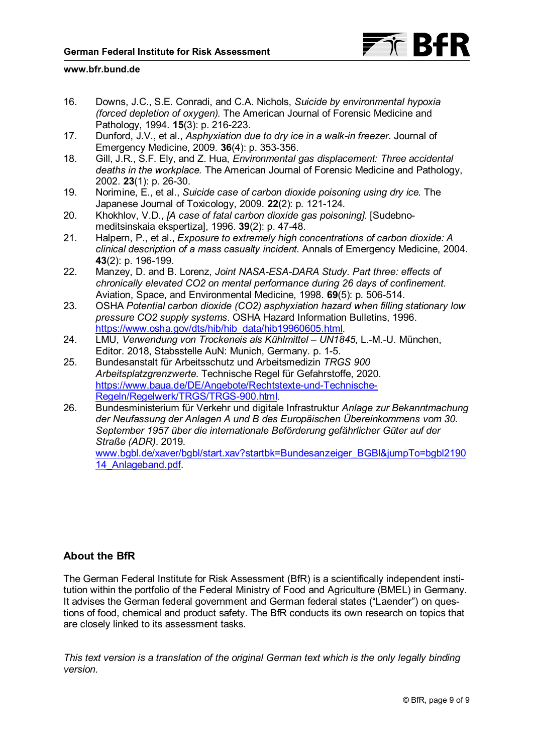16. Downs, J.C., S.E. Conradi, and C.A. Nichols, *Suicide by environmental hypoxia (forced depletion of oxygen).* The American Journal of Forensic Medicine and Pathology, 1994. **15**(3): p. 216-223.
17. Dunford, J.V., et al., *Asphyxiation due to dry ice in a walk-in freezer.* Journal of Emergency Medicine, 2009. **36**(4): p. 353-356.
18. Gill, J.R., S.F. Ely, and Z. Hua, *Environmental gas displacement: Three accidental deaths in the workplace.* The American Journal of Forensic Medicine and Pathology, 2002. **23**(1): p. 26-30.
19. Norimine, E., et al., *Suicide case of carbon dioxide poisoning using dry ice.* The Japanese Journal of Toxicology, 2009. **22**(2): p. 121-124.
20. Khokhlov, V.D., *[A case of fatal carbon dioxide gas poisoning].* [Sudebno-meditsinskaia ekspertiza], 1996. **39**(2): p. 47-48.
21. Halpern, P., et al., *Exposure to extremely high concentrations of carbon dioxide: A clinical description of a mass casualty incident.* Annals of Emergency Medicine, 2004. **43**(2): p. 196-199.
22. Manzey, D. and B. Lorenz, *Joint NASA-ESA-DARA Study. Part three: effects of chronically elevated CO2 on mental performance during 26 days of confinement.* Aviation, Space, and Environmental Medicine, 1998. **69**(5): p. 506-514.
23. OSHA *Potential carbon dioxide (CO2) asphyxiation hazard when filling stationary low pressure CO2 supply systems*. OSHA Hazard Information Bulletins, 1996. https://www.osha.gov/dts/hib/hib_data/hib19960605.html.
24. LMU, *Verwendung von Trockeneis als Kühlmittel – UN1845*, L.-M.-U. München, Editor. 2018, Stabsstelle AuN: Munich, Germany. p. 1-5.
25. Bundesanstalt für Arbeitsschutz und Arbeitsmedizin *TRGS 900 Arbeitsplatzgrenzwerte.* Technische Regel für Gefahrstoffe, 2020. https://www.baua.de/DE/Angebote/Rechtstexte-und-Technische-Regeln/Regelwerk/TRGS/TRGS-900.html.
26. Bundesministerium für Verkehr und digitale Infrastruktur *Anlage zur Bekanntmachung der Neufassung der Anlagen A und B des Europäischen Übereinkommens vom 30. September 1957 über die internationale Beförderung gefährlicher Güter auf der Straße (ADR)*. 2019. www.bgbl.de/xaver/bgbl/start.xav?startbk=Bundesanzeiger_BGBl&jumpTo=bgbl219014_Anlageband.pdf.

## About the BfR

The German Federal Institute for Risk Assessment (BfR) is a scientifically independent institution within the portfolio of the Federal Ministry of Food and Agriculture (BMEL) in Germany. It advises the German federal government and German federal states ("Laender") on questions of food, chemical and product safety. The BfR conducts its own research on topics that are closely linked to its assessment tasks.

*This text version is a translation of the original German text which is the only legally binding version.*